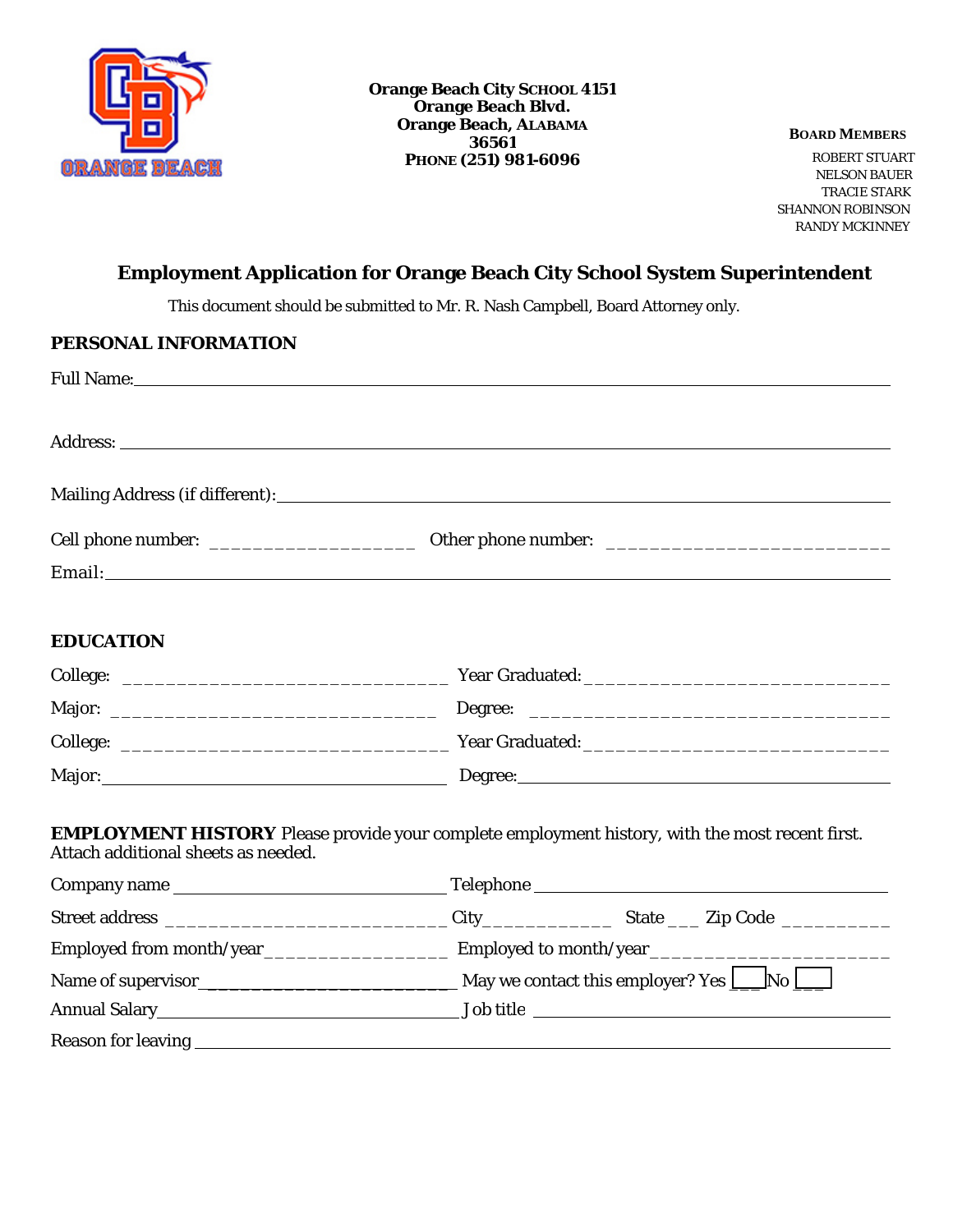**Orange Beach City SCHOOL 4151**
**Orange Beach Blvd.**
**Orange Beach, ALABAMA**
**36561**
**PHONE (251) 981-6096**

**BOARD MEMBERS**

ROBERT STUART
NELSON BAUER
TRACIE STARK
SHANNON ROBINSON
RANDY MCKINNEY

## Employment Application for Orange Beach City School System Superintendent

This document should be submitted to Mr. R. Nash Campbell, Board Attorney only.

### PERSONAL INFORMATION

Full Name: ____________________________________________

Address: ____________________________________________

Mailing Address (if different): ____________________________________________

Cell phone number: ___________________ Other phone number: __________________________

Email: ____________________________________________

### EDUCATION

College: ______________________________ Year Graduated: ____________________________

Major: ______________________________ Degree: ______________________________

College: ______________________________ Year Graduated: ____________________________

Major: ______________________________ Degree: ______________________________

### EMPLOYMENT HISTORY

Please provide your complete employment history, with the most recent first. Attach additional sheets as needed.

Company name ______________________________ Telephone ______________________________

Street address __________________________ City ____________ State ___ Zip Code _________

Employed from month/year _________________ Employed to month/year ______________________

Name of supervisor __________________________ May we contact this employer? Yes ___ No ___

Annual Salary ______________________________ Job title ______________________________

Reason for leaving ____________________________________________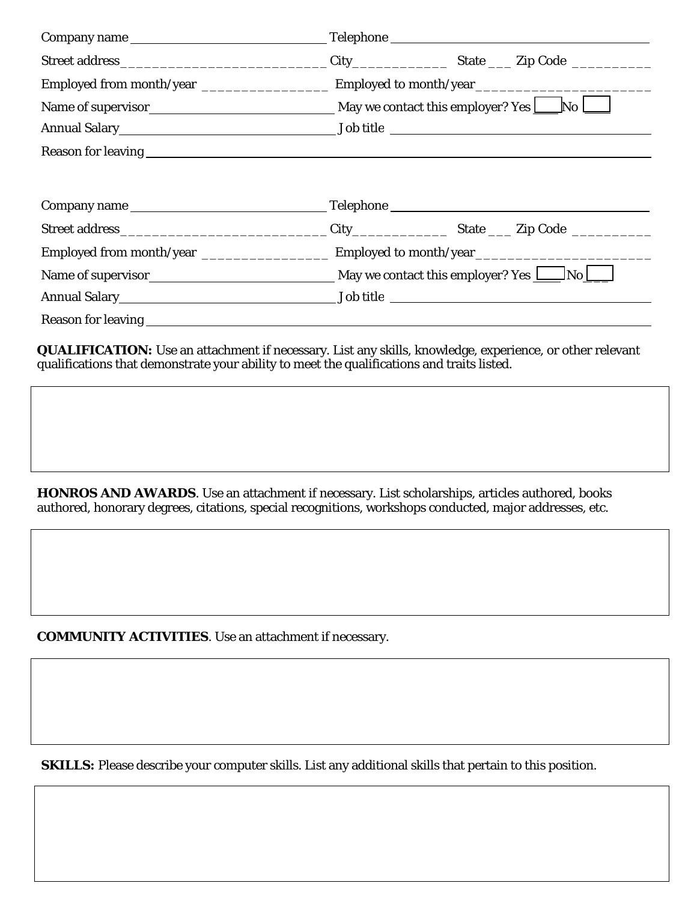Company name ______________________________ Telephone ______________________________________

Street address __________________________ City ____________ State ___ Zip Code __________

Employed from month/year ________________ Employed to month/year ______________________

Name of supervisor ___________________________ May we contact this employer? Yes ☐ No ☐

Annual Salary ________________________________ Job title ________________________________________

Reason for leaving ________________________________________________________________________________

Company name ______________________________ Telephone ______________________________________

Street address __________________________ City ____________ State ___ Zip Code __________

Employed from month/year ________________ Employed to month/year ______________________

Name of supervisor ___________________________ May we contact this employer? Yes ☐ No ☐

Annual Salary ________________________________ Job title ________________________________________

Reason for leaving ________________________________________________________________________________

**QUALIFICATION:** Use an attachment if necessary. List any skills, knowledge, experience, or other relevant qualifications that demonstrate your ability to meet the qualifications and traits listed.

| |
|---|
| |

**HONROS AND AWARDS**. Use an attachment if necessary. List scholarships, articles authored, books authored, honorary degrees, citations, special recognitions, workshops conducted, major addresses, etc.

| |
|---|
| |

**COMMUNITY ACTIVITIES**. Use an attachment if necessary.

| |
|---|
| |

**SKILLS:** Please describe your computer skills. List any additional skills that pertain to this position.

| |
|---|
| |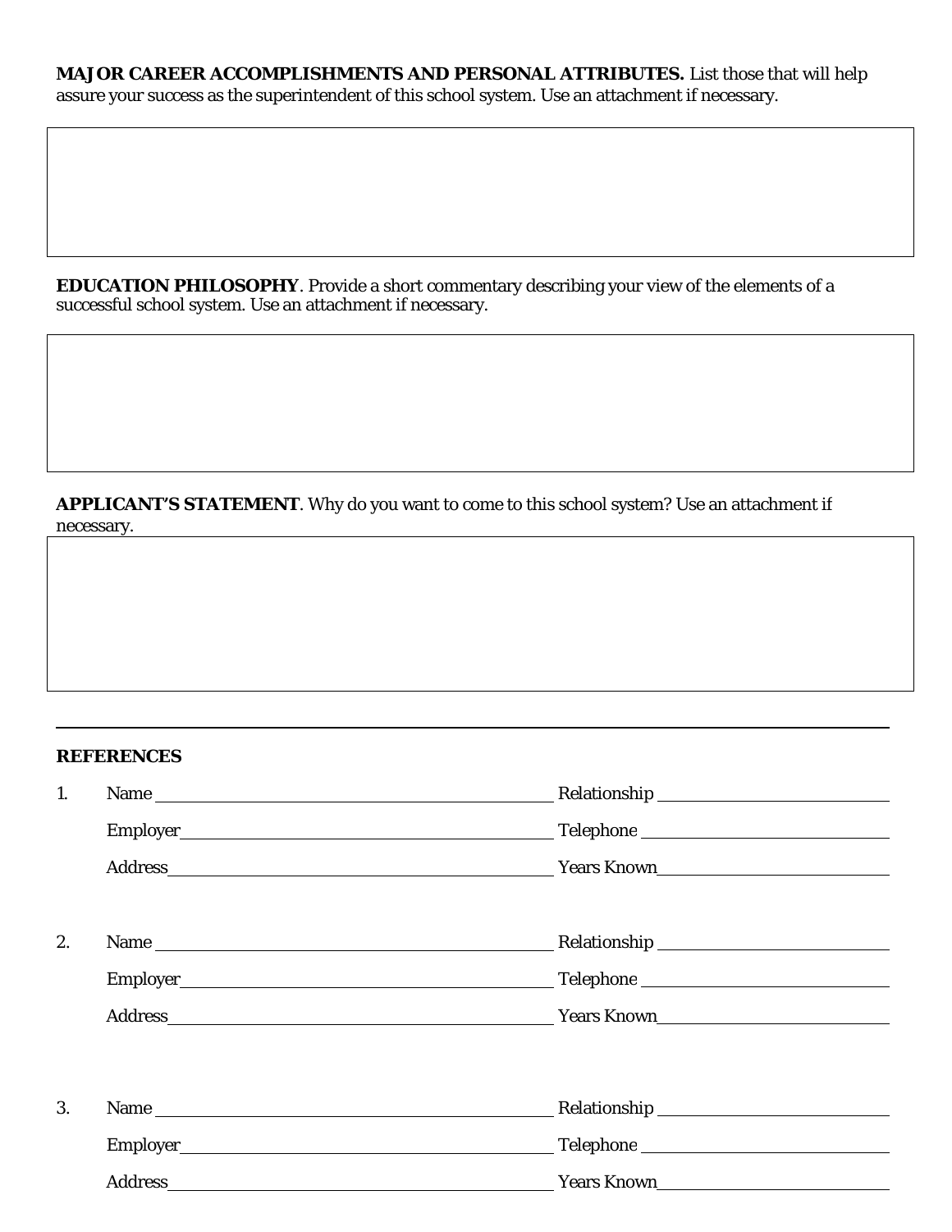**MAJOR CAREER ACCOMPLISHMENTS AND PERSONAL ATTRIBUTES.** List those that will help assure your success as the superintendent of this school system. Use an attachment if necessary.

**EDUCATION PHILOSOPHY**. Provide a short commentary describing your view of the elements of a successful school system. Use an attachment if necessary.

**APPLICANT'S STATEMENT**. Why do you want to come to this school system? Use an attachment if necessary.

---

**REFERENCES**

1. Name \_\_\_\_\_\_\_\_\_\_\_\_\_\_\_\_\_\_\_\_ Relationship \_\_\_\_\_\_\_\_\_\_\_\_\_\_\_\_\_\_\_\_

   Employer \_\_\_\_\_\_\_\_\_\_\_\_\_\_\_\_\_\_\_\_ Telephone \_\_\_\_\_\_\_\_\_\_\_\_\_\_\_\_\_\_\_\_

   Address \_\_\_\_\_\_\_\_\_\_\_\_\_\_\_\_\_\_\_\_ Years Known \_\_\_\_\_\_\_\_\_\_\_\_\_\_\_\_\_\_\_\_

2. Name \_\_\_\_\_\_\_\_\_\_\_\_\_\_\_\_\_\_\_\_ Relationship \_\_\_\_\_\_\_\_\_\_\_\_\_\_\_\_\_\_\_\_

   Employer \_\_\_\_\_\_\_\_\_\_\_\_\_\_\_\_\_\_\_\_ Telephone \_\_\_\_\_\_\_\_\_\_\_\_\_\_\_\_\_\_\_\_

   Address \_\_\_\_\_\_\_\_\_\_\_\_\_\_\_\_\_\_\_\_ Years Known \_\_\_\_\_\_\_\_\_\_\_\_\_\_\_\_\_\_\_\_

3. Name \_\_\_\_\_\_\_\_\_\_\_\_\_\_\_\_\_\_\_\_ Relationship \_\_\_\_\_\_\_\_\_\_\_\_\_\_\_\_\_\_\_\_

   Employer \_\_\_\_\_\_\_\_\_\_\_\_\_\_\_\_\_\_\_\_ Telephone \_\_\_\_\_\_\_\_\_\_\_\_\_\_\_\_\_\_\_\_

   Address \_\_\_\_\_\_\_\_\_\_\_\_\_\_\_\_\_\_\_\_ Years Known \_\_\_\_\_\_\_\_\_\_\_\_\_\_\_\_\_\_\_\_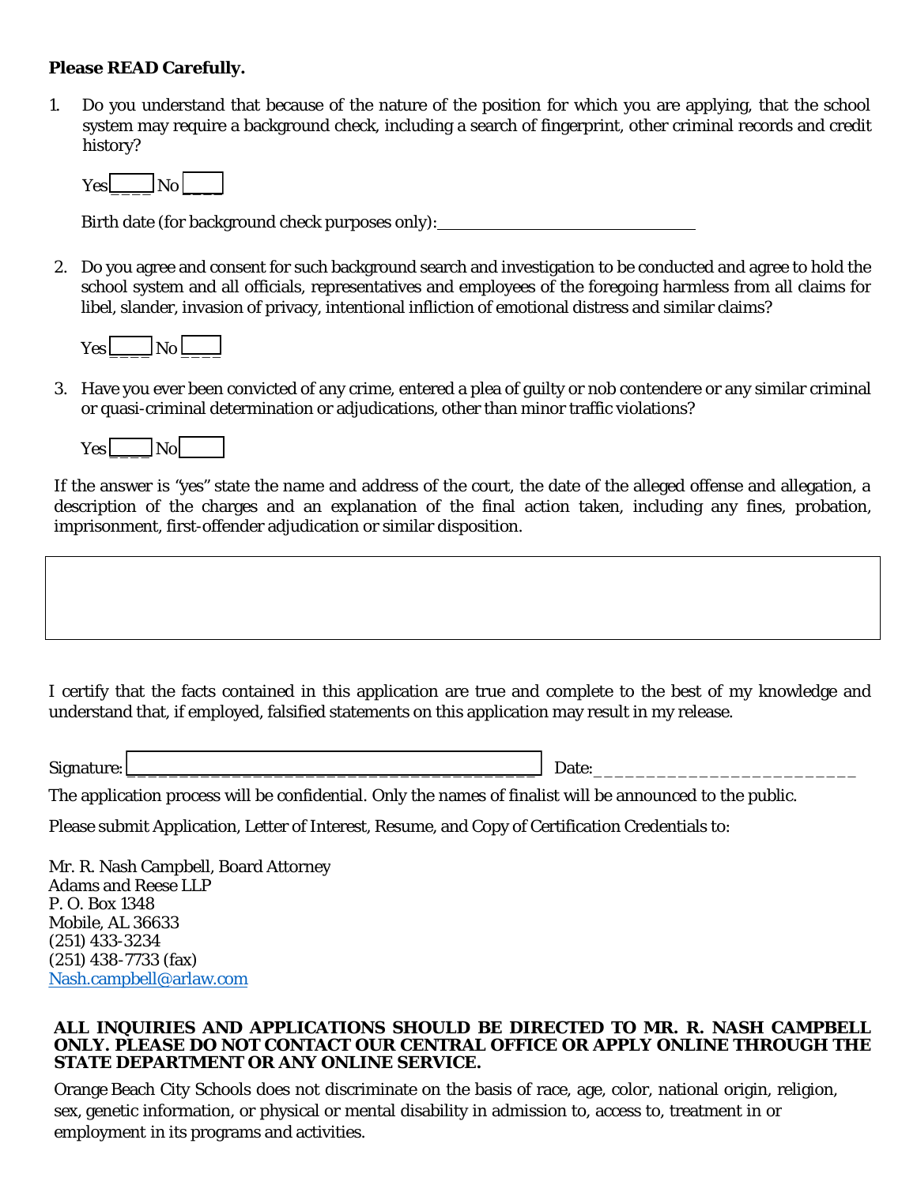**Please READ Carefully.**

1. Do you understand that because of the nature of the position for which you are applying, that the school system may require a background check, including a search of fingerprint, other criminal records and credit history?

   Yes____ No ____

   Birth date (for background check purposes only):______________________________

2. Do you agree and consent for such background search and investigation to be conducted and agree to hold the school system and all officials, representatives and employees of the foregoing harmless from all claims for libel, slander, invasion of privacy, intentional infliction of emotional distress and similar claims?

   Yes ____ No ____

3. Have you ever been convicted of any crime, entered a plea of guilty or nob contendere or any similar criminal or quasi-criminal determination or adjudications, other than minor traffic violations?

   Yes ____ No

If the answer is "yes" state the name and address of the court, the date of the alleged offense and allegation, a description of the charges and an explanation of the final action taken, including any fines, probation, imprisonment, first-offender adjudication or similar disposition.

I certify that the facts contained in this application are true and complete to the best of my knowledge and understand that, if employed, falsified statements on this application may result in my release.

Signature: ____________________________________________ Date:__________________________

The application process will be confidential. Only the names of finalist will be announced to the public.

Please submit Application, Letter of Interest, Resume, and Copy of Certification Credentials to:

Mr. R. Nash Campbell, Board Attorney
Adams and Reese LLP
P. O. Box 1348
Mobile, AL 36633
(251) 433-3234
(251) 438-7733 (fax)
Nash.campbell@arlaw.com

**ALL INQUIRIES AND APPLICATIONS SHOULD BE DIRECTED TO MR. R. NASH CAMPBELL ONLY. PLEASE DO NOT CONTACT OUR CENTRAL OFFICE OR APPLY ONLINE THROUGH THE STATE DEPARTMENT OR ANY ONLINE SERVICE.**

Orange Beach City Schools does not discriminate on the basis of race, age, color, national origin, religion, sex, genetic information, or physical or mental disability in admission to, access to, treatment in or employment in its programs and activities.